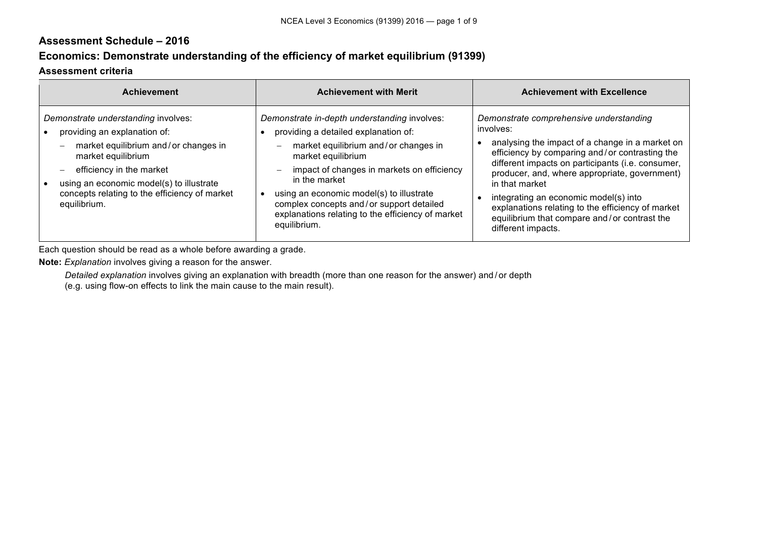## Assessment Schedule – 2016

## Economics: Demonstrate understanding of the efficiency of market equilibrium (91399)

### Assessment criteria

| Achievement | Achievement with Merit | Achievement with Excellence |
| --- | --- | --- |
| *Demonstrate understanding* involves:<br>• providing an explanation of:<br>&nbsp;&nbsp;– market equilibrium and / or changes in market equilibrium<br>&nbsp;&nbsp;– efficiency in the market<br>• using an economic model(s) to illustrate concepts relating to the efficiency of market equilibrium. | *Demonstrate in-depth understanding* involves:<br>• providing a detailed explanation of:<br>&nbsp;&nbsp;– market equilibrium and / or changes in market equilibrium<br>&nbsp;&nbsp;– impact of changes in markets on efficiency in the market<br>• using an economic model(s) to illustrate complex concepts and / or support detailed explanations relating to the efficiency of market equilibrium. | *Demonstrate comprehensive understanding* involves:<br>• analysing the impact of a change in a market on efficiency by comparing and / or contrasting the different impacts on participants (i.e. consumer, producer, and, where appropriate, government) in that market<br>• integrating an economic model(s) into explanations relating to the efficiency of market equilibrium that compare and / or contrast the different impacts. |

Each question should be read as a whole before awarding a grade.

**Note:** *Explanation* involves giving a reason for the answer.

*Detailed explanation* involves giving an explanation with breadth (more than one reason for the answer) and / or depth (e.g. using flow-on effects to link the main cause to the main result).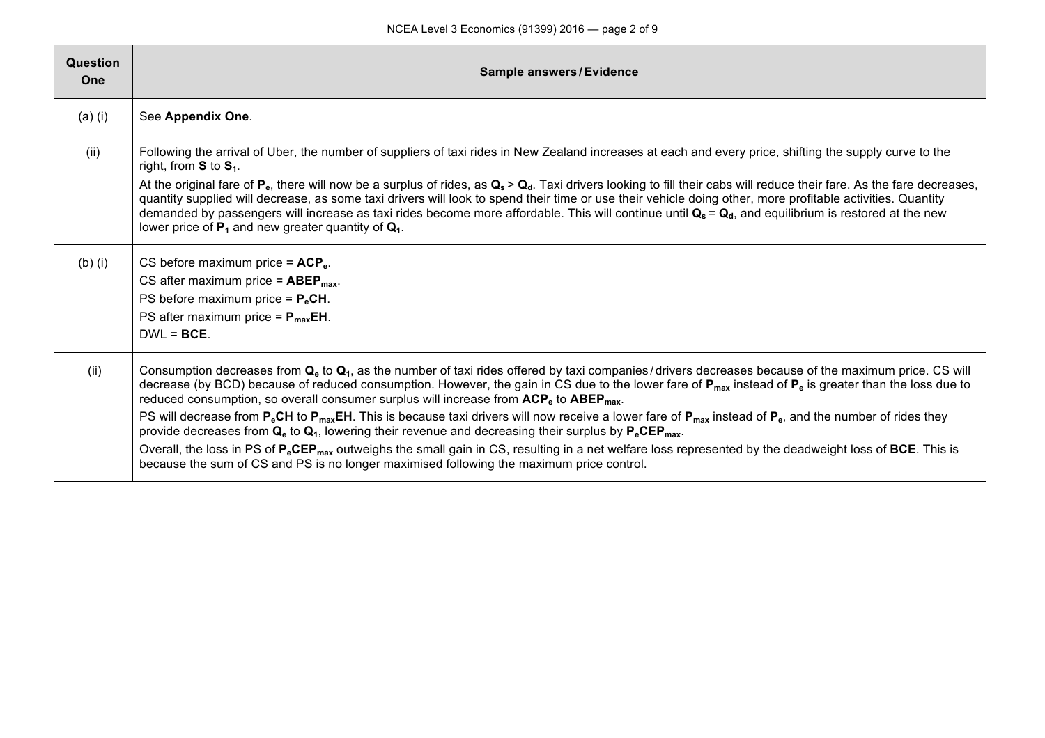| Question One | Sample answers / Evidence |
|---|---|
| (a) (i) | See **Appendix One**. |
| (ii) | Following the arrival of Uber, the number of suppliers of taxi rides in New Zealand increases at each and every price, shifting the supply curve to the right, from **S** to $\mathbf{S_1}$.<br>At the original fare of $\mathbf{P_e}$, there will now be a surplus of rides, as $\mathbf{Q_s > Q_d}$. Taxi drivers looking to fill their cabs will reduce their fare. As the fare decreases, quantity supplied will decrease, as some taxi drivers will look to spend their time or use their vehicle doing other, more profitable activities. Quantity demanded by passengers will increase as taxi rides become more affordable. This will continue until $\mathbf{Q_s = Q_d}$, and equilibrium is restored at the new lower price of $\mathbf{P_1}$ and new greater quantity of $\mathbf{Q_1}$. |
| (b) (i) | CS before maximum price = $\mathbf{ACP_e}$.<br>CS after maximum price = $\mathbf{ABEP_{max}}$.<br>PS before maximum price = $\mathbf{P_eCH}$.<br>PS after maximum price = $\mathbf{P_{max}EH}$.<br>DWL = **BCE**. |
| (ii) | Consumption decreases from $\mathbf{Q_e}$ to $\mathbf{Q_1}$, as the number of taxi rides offered by taxi companies / drivers decreases because of the maximum price. CS will decrease (by BCD) because of reduced consumption. However, the gain in CS due to the lower fare of $\mathbf{P_{max}}$ instead of $\mathbf{P_e}$ is greater than the loss due to reduced consumption, so overall consumer surplus will increase from $\mathbf{ACP_e}$ to $\mathbf{ABEP_{max}}$.<br>PS will decrease from $\mathbf{P_eCH}$ to $\mathbf{P_{max}EH}$. This is because taxi drivers will now receive a lower fare of $\mathbf{P_{max}}$ instead of $\mathbf{P_e}$, and the number of rides they provide decreases from $\mathbf{Q_e}$ to $\mathbf{Q_1}$, lowering their revenue and decreasing their surplus by $\mathbf{P_eCEP_{max}}$.<br>Overall, the loss in PS of $\mathbf{P_eCEP_{max}}$ outweighs the small gain in CS, resulting in a net welfare loss represented by the deadweight loss of **BCE**. This is because the sum of CS and PS is no longer maximised following the maximum price control. |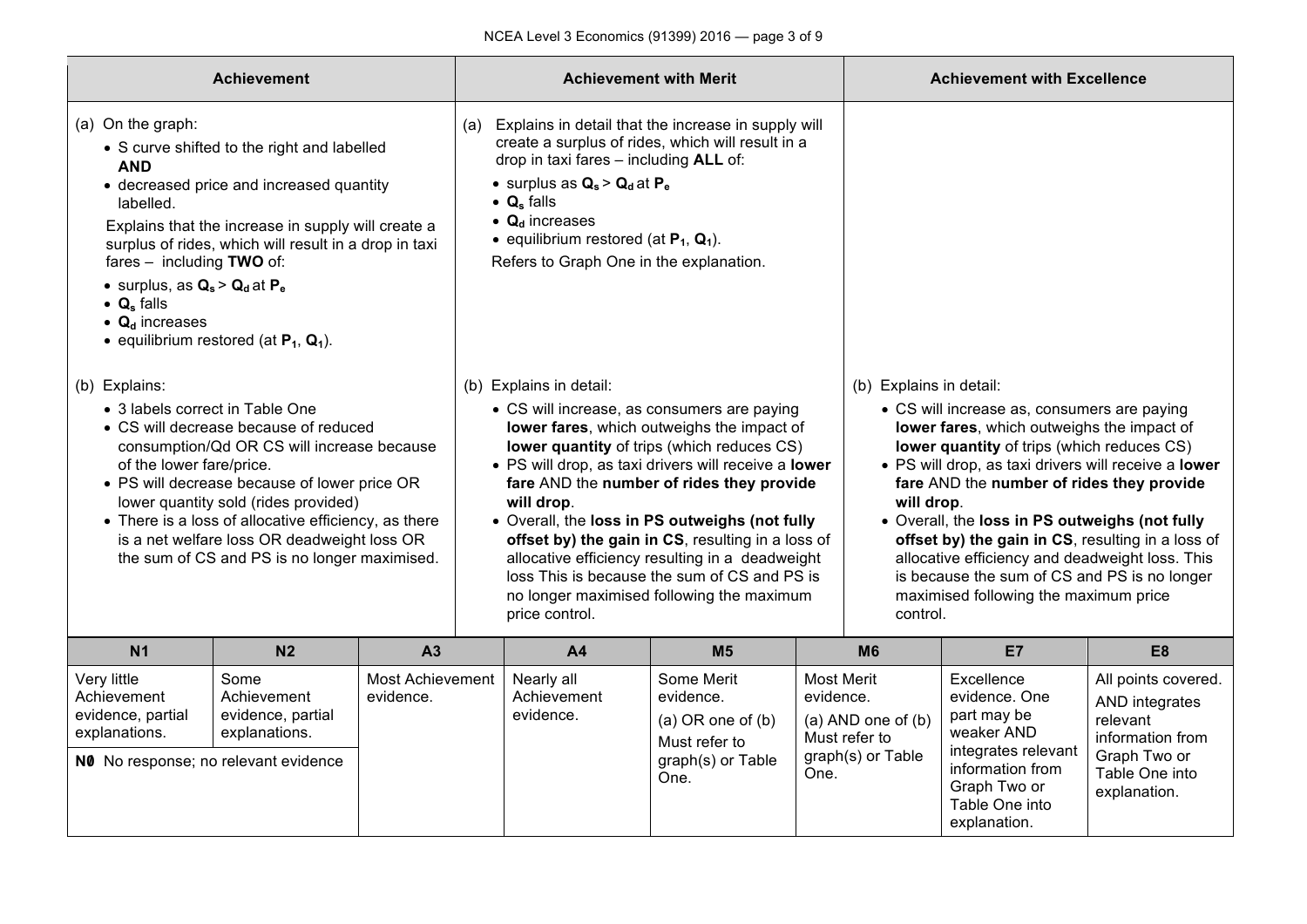| Achievement | Achievement with Merit | Achievement with Excellence |
|---|---|---|
| (a) On the graph:<br>• S curve shifted to the right and labelled **AND**<br>• decreased price and increased quantity labelled.<br>Explains that the increase in supply will create a surplus of rides, which will result in a drop in taxi fares – including **TWO** of:<br>• surplus, as $Q_s > Q_d$ at $P_e$<br>• $Q_s$ falls<br>• $Q_d$ increases<br>• equilibrium restored (at $P_1$, $Q_1$). | (a) Explains in detail that the increase in supply will create a surplus of rides, which will result in a drop in taxi fares – including **ALL** of:<br>• surplus as $Q_s > Q_d$ at $P_e$<br>• $Q_s$ falls<br>• $Q_d$ increases<br>• equilibrium restored (at $P_1$, $Q_1$).<br>Refers to Graph One in the explanation. | |
| (b) Explains:<br>• 3 labels correct in Table One<br>• CS will decrease because of reduced consumption/Qd OR CS will increase because of the lower fare/price.<br>• PS will decrease because of lower price OR lower quantity sold (rides provided)<br>• There is a loss of allocative efficiency, as there is a net welfare loss OR deadweight loss OR the sum of CS and PS is no longer maximised. | (b) Explains in detail:<br>• CS will increase, as consumers are paying **lower fares**, which outweighs the impact of **lower quantity** of trips (which reduces CS)<br>• PS will drop, as taxi drivers will receive a **lower fare** AND the **number of rides they provide will drop**.<br>• Overall, the **loss in PS outweighs (not fully offset by) the gain in CS**, resulting in a loss of allocative efficiency resulting in a deadweight loss This is because the sum of CS and PS is no longer maximised following the maximum price control. | (b) Explains in detail:<br>• CS will increase as, consumers are paying **lower fares**, which outweighs the impact of **lower quantity** of trips (which reduces CS)<br>• PS will drop, as taxi drivers will receive a **lower fare** AND the **number of rides they provide will drop**.<br>• Overall, the **loss in PS outweighs (not fully offset by) the gain in CS**, resulting in a loss of allocative efficiency and deadweight loss. This is because the sum of CS and PS is no longer maximised following the maximum price control. |

| N1 | N2 | A3 | A4 | M5 | M6 | E7 | E8 |
|---|---|---|---|---|---|---|---|
| Very little Achievement evidence, partial explanations. | Some Achievement evidence, partial explanations. | Most Achievement evidence. | Nearly all Achievement evidence. | Some Merit evidence.<br>(a) OR one of (b)<br>Must refer to graph(s) or Table One. | Most Merit evidence.<br>(a) AND one of (b)<br>Must refer to graph(s) or Table One. | Excellence evidence. One part may be weaker AND integrates relevant information from Graph Two or Table One into explanation. | All points covered. AND integrates relevant information from Graph Two or Table One into explanation. |
| **N0** No response; no relevant evidence | | | | | | | |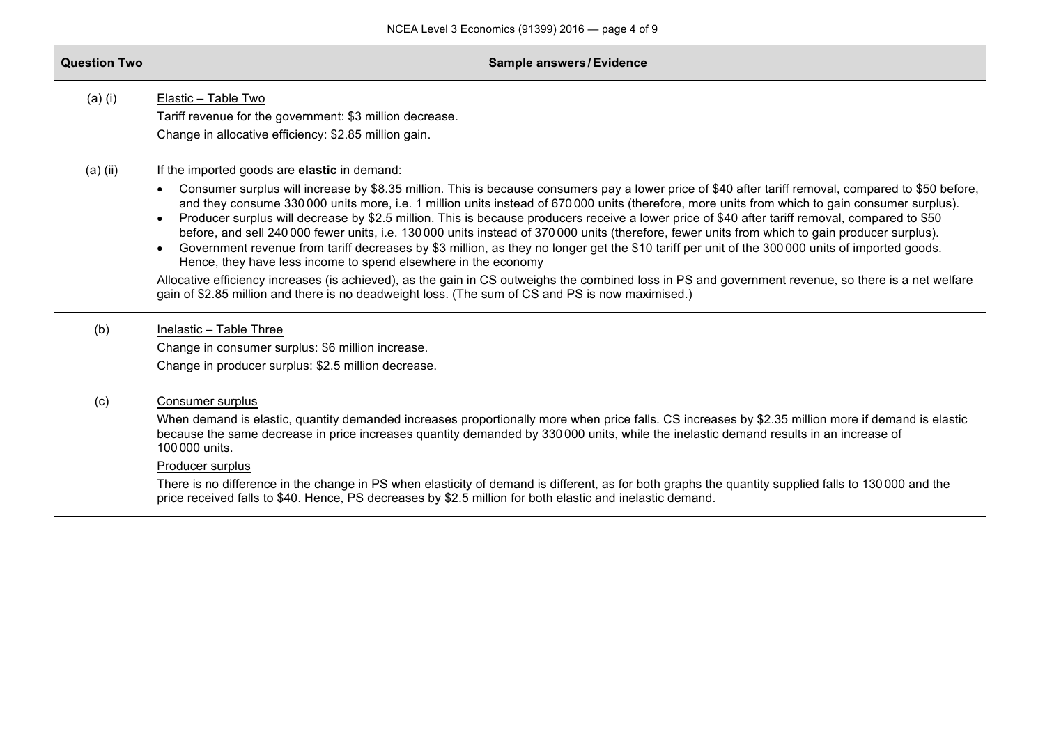| Question Two | Sample answers / Evidence |
| --- | --- |
| (a) (i) | Elastic – Table Two<br>Tariff revenue for the government: $3 million decrease.<br>Change in allocative efficiency: $2.85 million gain. |
| (a) (ii) | If the imported goods are **elastic** in demand:<br>• Consumer surplus will increase by $8.35 million. This is because consumers pay a lower price of $40 after tariff removal, compared to $50 before, and they consume 330 000 units more, i.e. 1 million units instead of 670 000 units (therefore, more units from which to gain consumer surplus).<br>• Producer surplus will decrease by $2.5 million. This is because producers receive a lower price of $40 after tariff removal, compared to $50 before, and sell 240 000 fewer units, i.e. 130 000 units instead of 370 000 units (therefore, fewer units from which to gain producer surplus).<br>• Government revenue from tariff decreases by $3 million, as they no longer get the $10 tariff per unit of the 300 000 units of imported goods. Hence, they have less income to spend elsewhere in the economy<br>Allocative efficiency increases (is achieved), as the gain in CS outweighs the combined loss in PS and government revenue, so there is a net welfare gain of $2.85 million and there is no deadweight loss. (The sum of CS and PS is now maximised.) |
| (b) | Inelastic – Table Three<br>Change in consumer surplus: $6 million increase.<br>Change in producer surplus: $2.5 million decrease. |
| (c) | Consumer surplus<br>When demand is elastic, quantity demanded increases proportionally more when price falls. CS increases by $2.35 million more if demand is elastic because the same decrease in price increases quantity demanded by 330 000 units, while the inelastic demand results in an increase of 100 000 units.<br>Producer surplus<br>There is no difference in the change in PS when elasticity of demand is different, as for both graphs the quantity supplied falls to 130 000 and the price received falls to $40. Hence, PS decreases by $2.5 million for both elastic and inelastic demand. |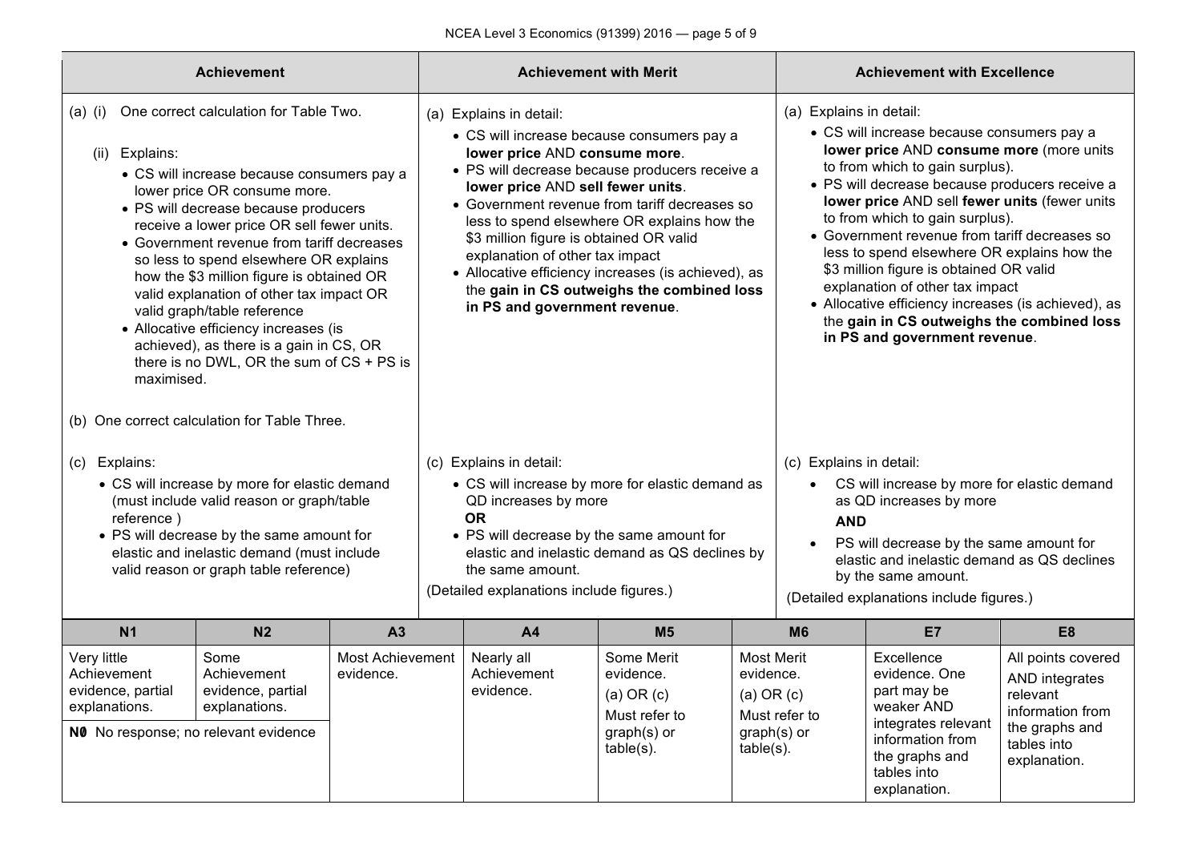| Achievement | Achievement with Merit | Achievement with Excellence |
|---|---|---|
| (a) (i) One correct calculation for Table Two.<br><br>(ii) Explains:<br>• CS will increase because consumers pay a lower price OR consume more.<br>• PS will decrease because producers receive a lower price OR sell fewer units.<br>• Government revenue from tariff decreases so less to spend elsewhere OR explains how the $3 million figure is obtained OR valid explanation of other tax impact OR valid graph/table reference<br>• Allocative efficiency increases (is achieved), as there is a gain in CS, OR there is no DWL, OR the sum of CS + PS is maximised. | (a) Explains in detail:<br>• CS will increase because consumers pay a **lower price** AND **consume more**.<br>• PS will decrease because producers receive a **lower price** AND **sell fewer units**.<br>• Government revenue from tariff decreases so less to spend elsewhere OR explains how the $3 million figure is obtained OR valid explanation of other tax impact<br>• Allocative efficiency increases (is achieved), as the **gain in CS outweighs the combined loss in PS and government revenue**. | (a) Explains in detail:<br>• CS will increase because consumers pay a **lower price** AND **consume more** (more units to from which to gain surplus).<br>• PS will decrease because producers receive a **lower price** AND sell **fewer units** (fewer units to from which to gain surplus).<br>• Government revenue from tariff decreases so less to spend elsewhere OR explains how the $3 million figure is obtained OR valid explanation of other tax impact<br>• Allocative efficiency increases (is achieved), as the **gain in CS outweighs the combined loss in PS and government revenue**. |
| (b) One correct calculation for Table Three. | | |
| (c) Explains:<br>• CS will increase by more for elastic demand (must include valid reason or graph/table reference )<br>• PS will decrease by the same amount for elastic and inelastic demand (must include valid reason or graph table reference) | (c) Explains in detail:<br>• CS will increase by more for elastic demand as QD increases by more<br>**OR**<br>• PS will decrease by the same amount for elastic and inelastic demand as QS declines by the same amount.<br><br>(Detailed explanations include figures.) | (c) Explains in detail:<br>• CS will increase by more for elastic demand as QD increases by more<br>**AND**<br>• PS will decrease by the same amount for elastic and inelastic demand as QS declines by the same amount.<br><br>(Detailed explanations include figures.) |

| N1 | N2 | A3 | A4 | M5 | M6 | E7 | E8 |
|---|---|---|---|---|---|---|---|
| Very little Achievement evidence, partial explanations. | Some Achievement evidence, partial explanations. | Most Achievement evidence. | Nearly all Achievement evidence. | Some Merit evidence.<br>(a) OR (c)<br>Must refer to graph(s) or table(s). | Most Merit evidence.<br>(a) OR (c)<br>Must refer to graph(s) or table(s). | Excellence evidence. One part may be weaker AND integrates relevant information from the graphs and tables into explanation. | All points covered AND integrates relevant information from the graphs and tables into explanation. |
| **N0** No response; no relevant evidence | | | | | | | |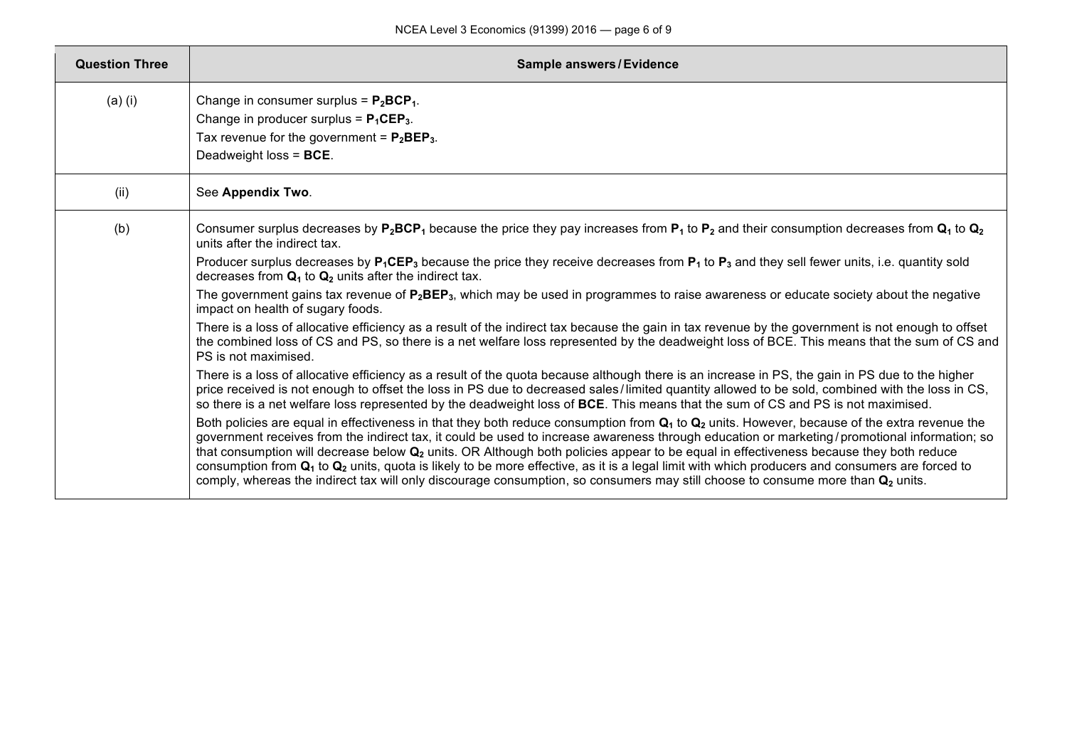| Question Three | Sample answers / Evidence |
|---|---|
| (a) (i) | Change in consumer surplus = **$P_2BCP_1$**.<br>Change in producer surplus = **$P_1CEP_3$**.<br>Tax revenue for the government = **$P_2BEP_3$**.<br>Deadweight loss = **BCE**. |
| (ii) | See **Appendix Two**. |
| (b) | Consumer surplus decreases by **$P_2BCP_1$** because the price they pay increases from **$P_1$** to **$P_2$** and their consumption decreases from **$Q_1$** to **$Q_2$** units after the indirect tax.<br>Producer surplus decreases by **$P_1CEP_3$** because the price they receive decreases from **$P_1$** to **$P_3$** and they sell fewer units, i.e. quantity sold decreases from **$Q_1$** to **$Q_2$** units after the indirect tax.<br>The government gains tax revenue of **$P_2BEP_3$**, which may be used in programmes to raise awareness or educate society about the negative impact on health of sugary foods.<br>There is a loss of allocative efficiency as a result of the indirect tax because the gain in tax revenue by the government is not enough to offset the combined loss of CS and PS, so there is a net welfare loss represented by the deadweight loss of BCE. This means that the sum of CS and PS is not maximised.<br>There is a loss of allocative efficiency as a result of the quota because although there is an increase in PS, the gain in PS due to the higher price received is not enough to offset the loss in PS due to decreased sales / limited quantity allowed to be sold, combined with the loss in CS, so there is a net welfare loss represented by the deadweight loss of **BCE**. This means that the sum of CS and PS is not maximised.<br>Both policies are equal in effectiveness in that they both reduce consumption from **$Q_1$** to **$Q_2$** units. However, because of the extra revenue the government receives from the indirect tax, it could be used to increase awareness through education or marketing / promotional information; so that consumption will decrease below **$Q_2$** units. OR Although both policies appear to be equal in effectiveness because they both reduce consumption from **$Q_1$** to **$Q_2$** units, quota is likely to be more effective, as it is a legal limit with which producers and consumers are forced to comply, whereas the indirect tax will only discourage consumption, so consumers may still choose to consume more than **$Q_2$** units. |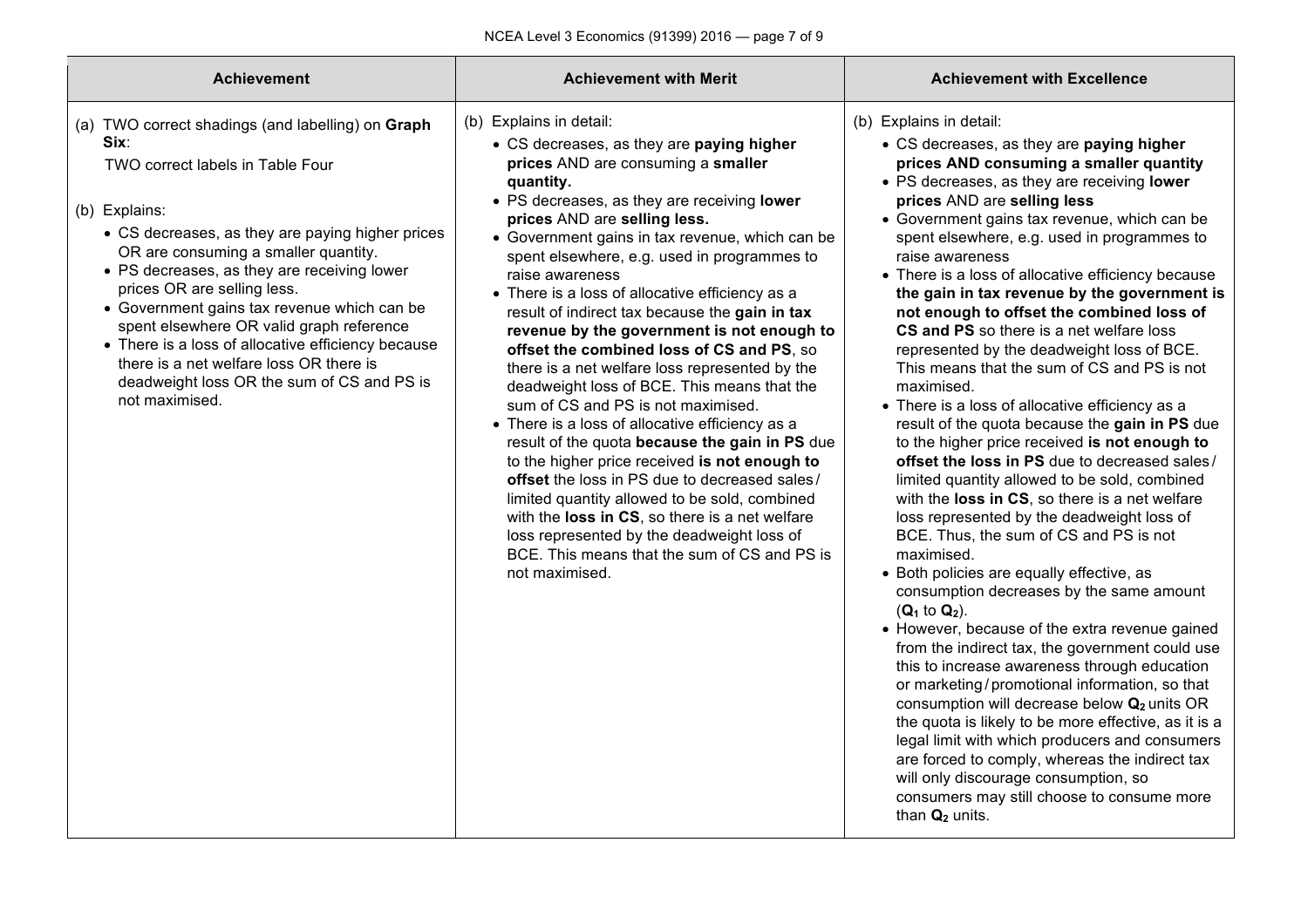| Achievement | Achievement with Merit | Achievement with Excellence |
|---|---|---|
| (a) TWO correct shadings (and labelling) on **Graph Six**:<br>TWO correct labels in Table Four<br><br>(b) Explains:<br>• CS decreases, as they are paying higher prices OR are consuming a smaller quantity.<br>• PS decreases, as they are receiving lower prices OR are selling less.<br>• Government gains tax revenue which can be spent elsewhere OR valid graph reference<br>• There is a loss of allocative efficiency because there is a net welfare loss OR there is deadweight loss OR the sum of CS and PS is not maximised. | (b) Explains in detail:<br>• CS decreases, as they are **paying higher prices** AND are consuming a **smaller quantity.**<br>• PS decreases, as they are receiving **lower prices** AND are **selling less.**<br>• Government gains in tax revenue, which can be spent elsewhere, e.g. used in programmes to raise awareness<br>• There is a loss of allocative efficiency as a result of indirect tax because the **gain in tax revenue by the government is not enough to offset the combined loss of CS and PS**, so there is a net welfare loss represented by the deadweight loss of BCE. This means that the sum of CS and PS is not maximised.<br>• There is a loss of allocative efficiency as a result of the quota **because the gain in PS** due to the higher price received **is not enough to offset** the loss in PS due to decreased sales / limited quantity allowed to be sold, combined with the **loss in CS**, so there is a net welfare loss represented by the deadweight loss of BCE. This means that the sum of CS and PS is not maximised. | (b) Explains in detail:<br>• CS decreases, as they are **paying higher prices AND consuming a smaller quantity**<br>• PS decreases, as they are receiving **lower prices** AND are **selling less**<br>• Government gains tax revenue, which can be spent elsewhere, e.g. used in programmes to raise awareness<br>• There is a loss of allocative efficiency because **the gain in tax revenue by the government is not enough to offset the combined loss of CS and PS** so there is a net welfare loss represented by the deadweight loss of BCE. This means that the sum of CS and PS is not maximised.<br>• There is a loss of allocative efficiency as a result of the quota because the **gain in PS** due to the higher price received **is not enough to offset the loss in PS** due to decreased sales / limited quantity allowed to be sold, combined with the **loss in CS**, so there is a net welfare loss represented by the deadweight loss of BCE. Thus, the sum of CS and PS is not maximised.<br>• Both policies are equally effective, as consumption decreases by the same amount (**$Q_1$** to **$Q_2$**).<br>• However, because of the extra revenue gained from the indirect tax, the government could use this to increase awareness through education or marketing / promotional information, so that consumption will decrease below **$Q_2$** units OR the quota is likely to be more effective, as it is a legal limit with which producers and consumers are forced to comply, whereas the indirect tax will only discourage consumption, so consumers may still choose to consume more than **$Q_2$** units. |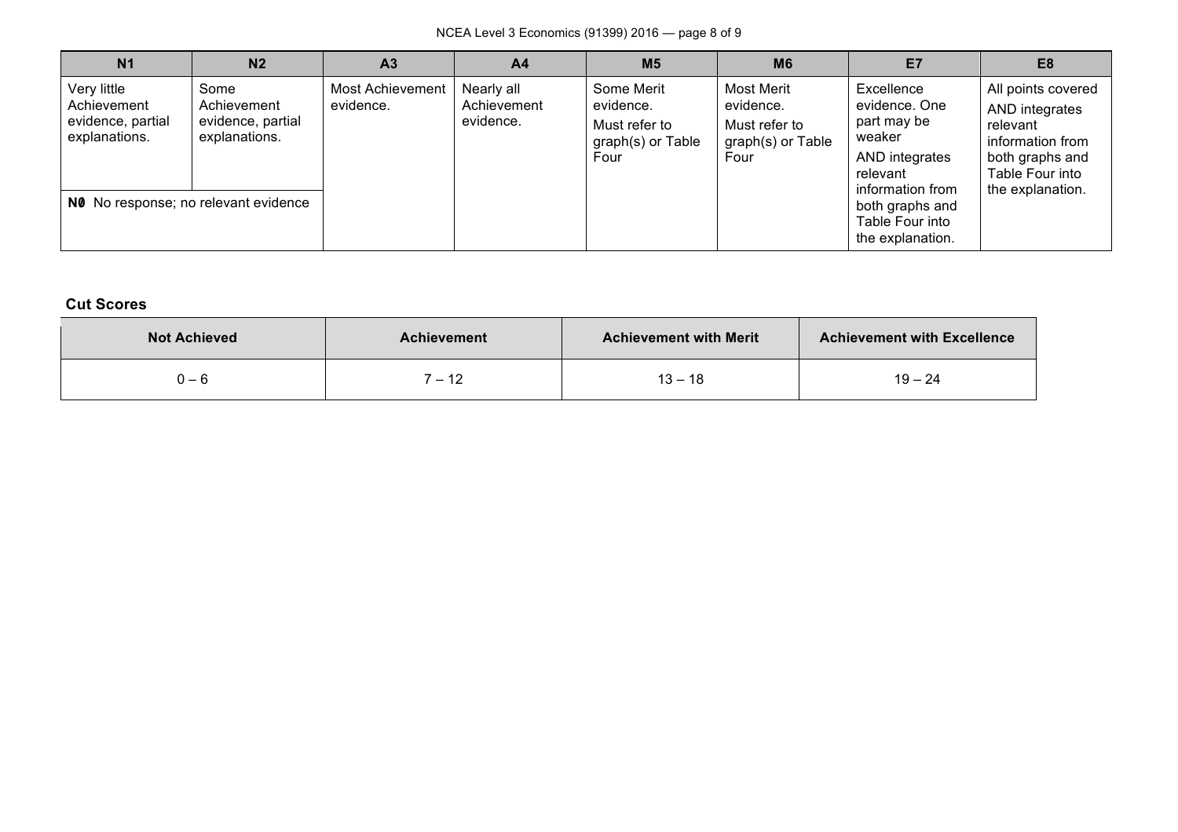| N1 | N2 | A3 | A4 | M5 | M6 | E7 | E8 |
|---|---|---|---|---|---|---|---|
| Very little Achievement evidence, partial explanations. | Some Achievement evidence, partial explanations. | Most Achievement evidence. | Nearly all Achievement evidence. | Some Merit evidence. Must refer to graph(s) or Table Four | Most Merit evidence. Must refer to graph(s) or Table Four | Excellence evidence. One part may be weaker AND integrates relevant information from both graphs and Table Four into the explanation. | All points covered AND integrates relevant information from both graphs and Table Four into the explanation. |
| **N0** No response; no relevant evidence | | | | | | | |

**Cut Scores**

| Not Achieved | Achievement | Achievement with Merit | Achievement with Excellence |
|---|---|---|---|
| 0 – 6 | 7 – 12 | 13 – 18 | 19 – 24 |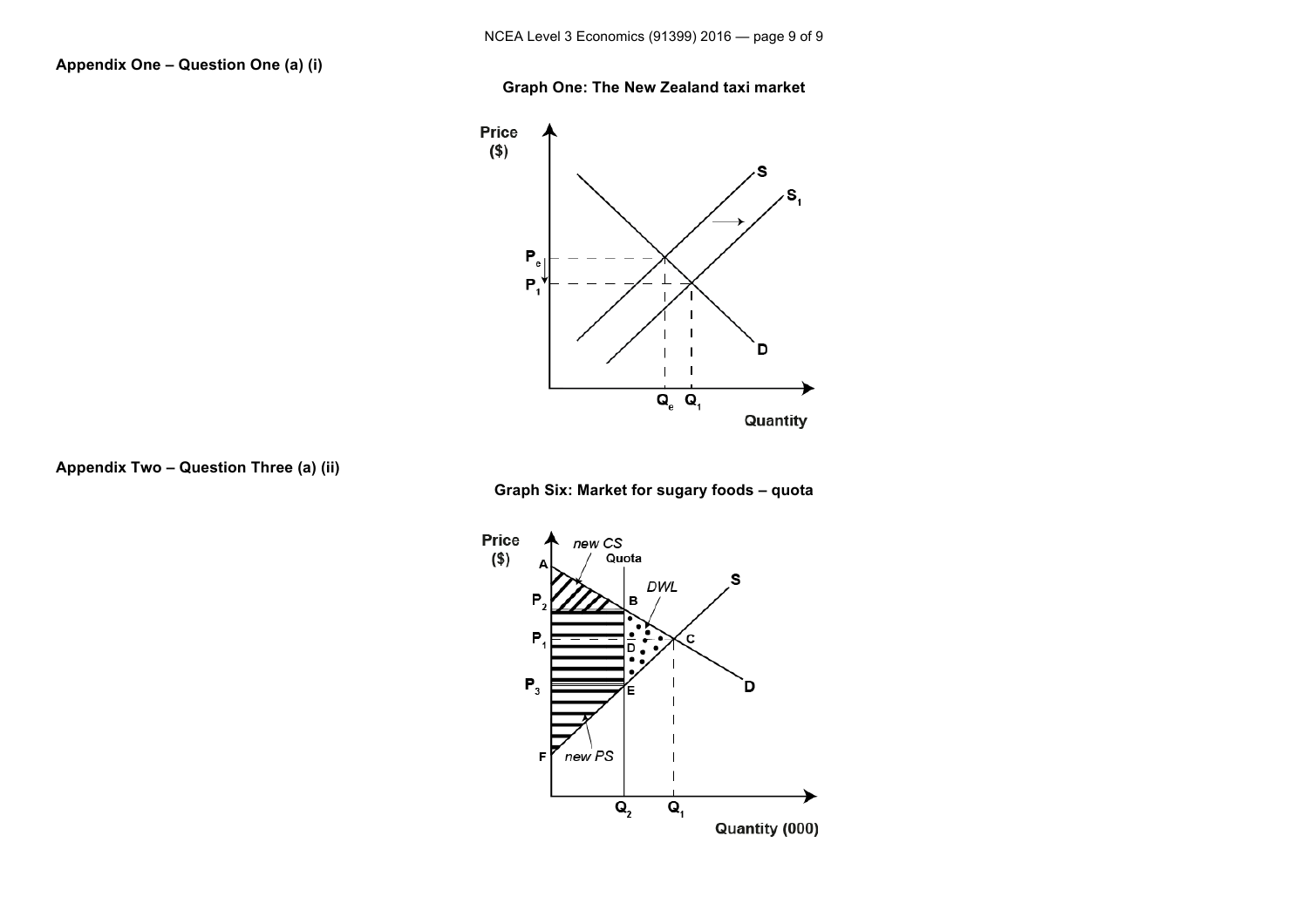**Appendix One – Question One (a) (i)**

**Graph One: The New Zealand taxi market**

Price ($)

S

$S_1$

$P_e$

$P_1$

D

$Q_e$ $Q_1$

Quantity

**Appendix Two – Question Three (a) (ii)**

**Graph Six: Market for sugary foods – quota**

Price ($)

*new CS*

Quota

A

*DWL*

S

$P_2$

B

$P_1$

C

D

$P_3$

E

D

F

*new PS*

$Q_2$ $Q_1$

Quantity (000)